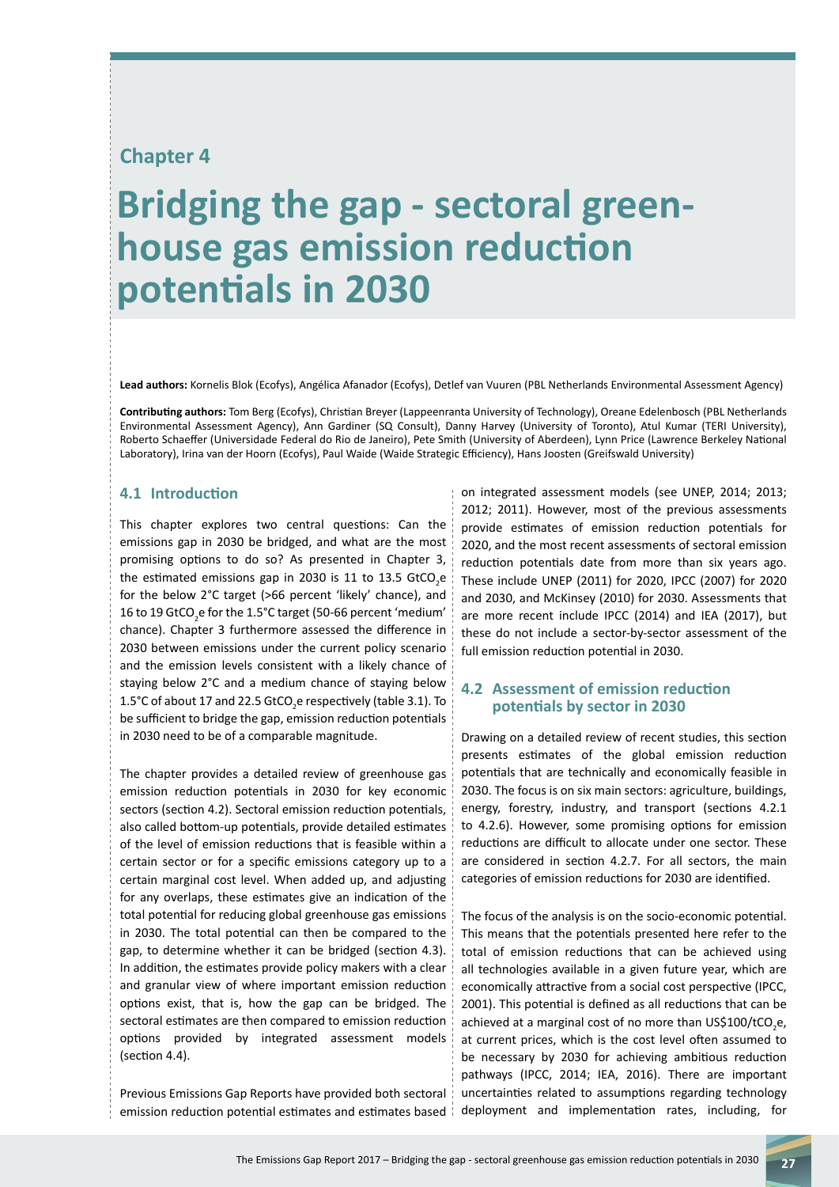Chapter 4

# Bridging the gap - sectoral greenhouse gas emission reduction potentials in 2030

**Lead authors:** Kornelis Blok (Ecofys), Angélica Afanador (Ecofys), Detlef van Vuuren (PBL Netherlands Environmental Assessment Agency)

**Contributing authors:** Tom Berg (Ecofys), Christian Breyer (Lappeenranta University of Technology), Oreane Edelenbosch (PBL Netherlands Environmental Assessment Agency), Ann Gardiner (SQ Consult), Danny Harvey (University of Toronto), Atul Kumar (TERI University), Roberto Schaeffer (Universidade Federal do Rio de Janeiro), Pete Smith (University of Aberdeen), Lynn Price (Lawrence Berkeley National Laboratory), Irina van der Hoorn (Ecofys), Paul Waide (Waide Strategic Efficiency), Hans Joosten (Greifswald University)

## 4.1 Introduction

This chapter explores two central questions: Can the emissions gap in 2030 be bridged, and what are the most promising options to do so? As presented in Chapter 3, the estimated emissions gap in 2030 is 11 to 13.5 $GtCO_2e$ for the below 2°C target (>66 percent 'likely' chance), and 16 to 19 $GtCO_2e$ for the 1.5°C target (50-66 percent 'medium' chance). Chapter 3 furthermore assessed the difference in 2030 between emissions under the current policy scenario and the emission levels consistent with a likely chance of staying below 2°C and a medium chance of staying below 1.5°C of about 17 and 22.5 $GtCO_2e$ respectively (table 3.1). To be sufficient to bridge the gap, emission reduction potentials in 2030 need to be of a comparable magnitude.

The chapter provides a detailed review of greenhouse gas emission reduction potentials in 2030 for key economic sectors (section 4.2). Sectoral emission reduction potentials, also called bottom-up potentials, provide detailed estimates of the level of emission reductions that is feasible within a certain sector or for a specific emissions category up to a certain marginal cost level. When added up, and adjusting for any overlaps, these estimates give an indication of the total potential for reducing global greenhouse gas emissions in 2030. The total potential can then be compared to the gap, to determine whether it can be bridged (section 4.3). In addition, the estimates provide policy makers with a clear and granular view of where important emission reduction options exist, that is, how the gap can be bridged. The sectoral estimates are then compared to emission reduction options provided by integrated assessment models (section 4.4).

Previous Emissions Gap Reports have provided both sectoral emission reduction potential estimates and estimates based on integrated assessment models (see UNEP, 2014; 2013; 2012; 2011). However, most of the previous assessments provide estimates of emission reduction potentials for 2020, and the most recent assessments of sectoral emission reduction potentials date from more than six years ago. These include UNEP (2011) for 2020, IPCC (2007) for 2020 and 2030, and McKinsey (2010) for 2030. Assessments that are more recent include IPCC (2014) and IEA (2017), but these do not include a sector-by-sector assessment of the full emission reduction potential in 2030.

## 4.2 Assessment of emission reduction potentials by sector in 2030

Drawing on a detailed review of recent studies, this section presents estimates of the global emission reduction potentials that are technically and economically feasible in 2030. The focus is on six main sectors: agriculture, buildings, energy, forestry, industry, and transport (sections 4.2.1 to 4.2.6). However, some promising options for emission reductions are difficult to allocate under one sector. These are considered in section 4.2.7. For all sectors, the main categories of emission reductions for 2030 are identified.

The focus of the analysis is on the socio-economic potential. This means that the potentials presented here refer to the total of emission reductions that can be achieved using all technologies available in a given future year, which are economically attractive from a social cost perspective (IPCC, 2001). This potential is defined as all reductions that can be achieved at a marginal cost of no more than US\$100/$tCO_2e$, at current prices, which is the cost level often assumed to be necessary by 2030 for achieving ambitious reduction pathways (IPCC, 2014; IEA, 2016). There are important uncertainties related to assumptions regarding technology deployment and implementation rates, including, for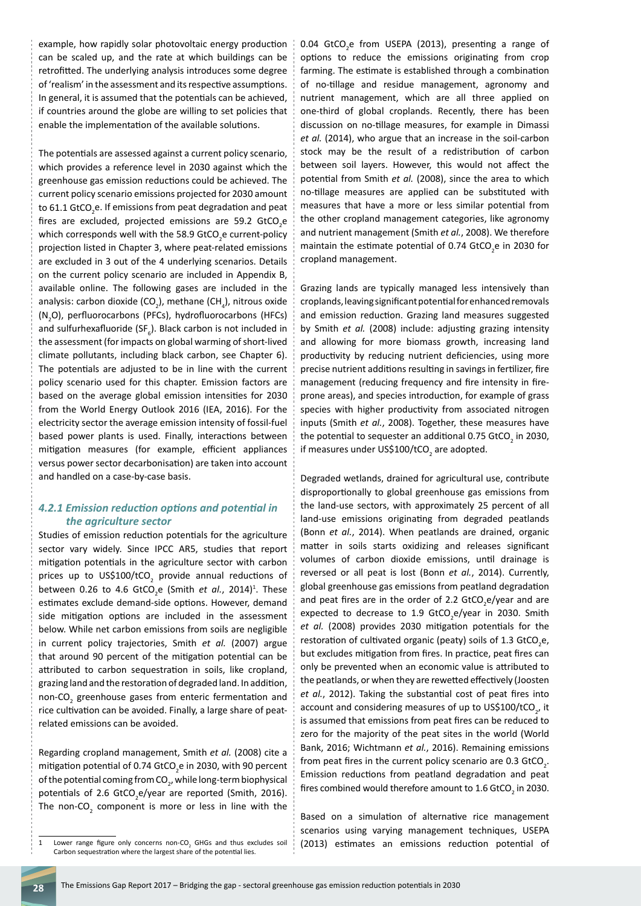example, how rapidly solar photovoltaic energy production can be scaled up, and the rate at which buildings can be retrofitted. The underlying analysis introduces some degree of 'realism' in the assessment and its respective assumptions. In general, it is assumed that the potentials can be achieved, if countries around the globe are willing to set policies that enable the implementation of the available solutions.

The potentials are assessed against a current policy scenario, which provides a reference level in 2030 against which the greenhouse gas emission reductions could be achieved. The current policy scenario emissions projected for 2030 amount to 61.1 $GtCO_2e$. If emissions from peat degradation and peat fires are excluded, projected emissions are 59.2 $GtCO_2e$ which corresponds well with the 58.9 $GtCO_2e$ current-policy projection listed in Chapter 3, where peat-related emissions are excluded in 3 out of the 4 underlying scenarios. Details on the current policy scenario are included in Appendix B, available online. The following gases are included in the analysis: carbon dioxide ($CO_2$), methane ($CH_4$), nitrous oxide ($N_2O$), perfluorocarbons (PFCs), hydrofluorocarbons (HFCs) and sulfurhexafluoride ($SF_6$). Black carbon is not included in the assessment (for impacts on global warming of short-lived climate pollutants, including black carbon, see Chapter 6). The potentials are adjusted to be in line with the current policy scenario used for this chapter. Emission factors are based on the average global emission intensities for 2030 from the World Energy Outlook 2016 (IEA, 2016). For the electricity sector the average emission intensity of fossil-fuel based power plants is used. Finally, interactions between mitigation measures (for example, efficient appliances versus power sector decarbonisation) are taken into account and handled on a case-by-case basis.

### *4.2.1 Emission reduction options and potential in the agriculture sector*

Studies of emission reduction potentials for the agriculture sector vary widely. Since IPCC AR5, studies that report mitigation potentials in the agriculture sector with carbon prices up to US$100/$tCO_2$ provide annual reductions of between 0.26 to 4.6 $GtCO_2e$ (Smith *et al.*, 2014)[1]. These estimates exclude demand-side options. However, demand side mitigation options are included in the assessment below. While net carbon emissions from soils are negligible in current policy trajectories, Smith *et al.* (2007) argue that around 90 percent of the mitigation potential can be attributed to carbon sequestration in soils, like cropland, grazing land and the restoration of degraded land. In addition, non-$CO_2$ greenhouse gases from enteric fermentation and rice cultivation can be avoided. Finally, a large share of peat-related emissions can be avoided.

Regarding cropland management, Smith *et al.* (2008) cite a mitigation potential of 0.74 $GtCO_2e$ in 2030, with 90 percent of the potential coming from $CO_2$, while long-term biophysical potentials of 2.6 $GtCO_2e$/year are reported (Smith, 2016). The non-$CO_2$ component is more or less in line with the 0.04 $GtCO_2e$ from USEPA (2013), presenting a range of options to reduce the emissions originating from crop farming. The estimate is established through a combination of no-tillage and residue management, agronomy and nutrient management, which are all three applied on one-third of global croplands. Recently, there has been discussion on no-tillage measures, for example in Dimassi *et al.* (2014), who argue that an increase in the soil-carbon stock may be the result of a redistribution of carbon between soil layers. However, this would not affect the potential from Smith *et al.* (2008), since the area to which no-tillage measures are applied can be substituted with measures that have a more or less similar potential from the other cropland management categories, like agronomy and nutrient management (Smith *et al.*, 2008). We therefore maintain the estimate potential of 0.74 $GtCO_2e$ in 2030 for cropland management.

Grazing lands are typically managed less intensively than croplands, leaving significant potential for enhanced removals and emission reduction. Grazing land measures suggested by Smith *et al.* (2008) include: adjusting grazing intensity and allowing for more biomass growth, increasing land productivity by reducing nutrient deficiencies, using more precise nutrient additions resulting in savings in fertilizer, fire management (reducing frequency and fire intensity in fire-prone areas), and species introduction, for example of grass species with higher productivity from associated nitrogen inputs (Smith *et al.*, 2008). Together, these measures have the potential to sequester an additional 0.75 $GtCO_2$ in 2030, if measures under US$100/$tCO_2$ are adopted.

Degraded wetlands, drained for agricultural use, contribute disproportionally to global greenhouse gas emissions from the land-use sectors, with approximately 25 percent of all land-use emissions originating from degraded peatlands (Bonn *et al.*, 2014). When peatlands are drained, organic matter in soils starts oxidizing and releases significant volumes of carbon dioxide emissions, until drainage is reversed or all peat is lost (Bonn *et al.*, 2014). Currently, global greenhouse gas emissions from peatland degradation and peat fires are in the order of 2.2 $GtCO_2e$/year and are expected to decrease to 1.9 $GtCO_2e$/year in 2030. Smith *et al.* (2008) provides 2030 mitigation potentials for the restoration of cultivated organic (peaty) soils of 1.3 $GtCO_2e$, but excludes mitigation from fires. In practice, peat fires can only be prevented when an economic value is attributed to the peatlands, or when they are rewetted effectively (Joosten *et al.*, 2012). Taking the substantial cost of peat fires into account and considering measures of up to US$100/$tCO_2$, it is assumed that emissions from peat fires can be reduced to zero for the majority of the peat sites in the world (World Bank, 2016; Wichtmann *et al.*, 2016). Remaining emissions from peat fires in the current policy scenario are 0.3 $GtCO_2$. Emission reductions from peatland degradation and peat fires combined would therefore amount to 1.6 $GtCO_2$ in 2030.

Based on a simulation of alternative rice management scenarios using varying management techniques, USEPA (2013) estimates an emissions reduction potential of

1 Lower range figure only concerns non-$CO_2$ GHGs and thus excludes soil Carbon sequestration where the largest share of the potential lies.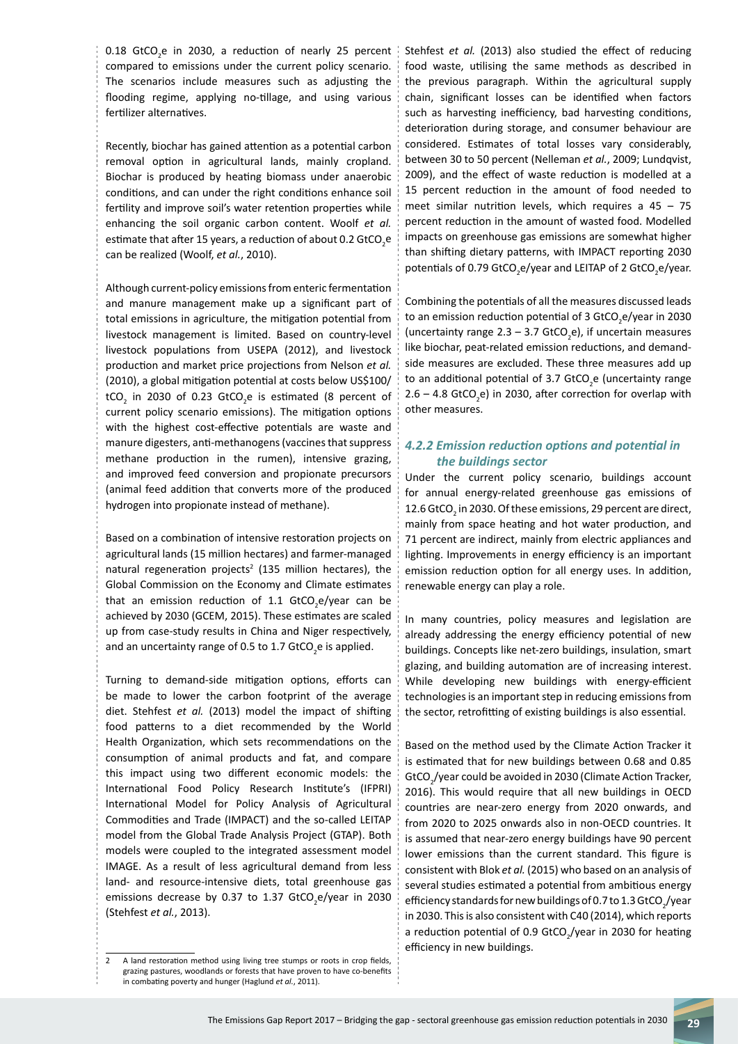0.18 $GtCO_2e$ in 2030, a reduction of nearly 25 percent compared to emissions under the current policy scenario. The scenarios include measures such as adjusting the flooding regime, applying no-tillage, and using various fertilizer alternatives.

Recently, biochar has gained attention as a potential carbon removal option in agricultural lands, mainly cropland. Biochar is produced by heating biomass under anaerobic conditions, and can under the right conditions enhance soil fertility and improve soil's water retention properties while enhancing the soil organic carbon content. Woolf *et al.* estimate that after 15 years, a reduction of about 0.2 $GtCO_2e$ can be realized (Woolf, *et al.*, 2010).

Although current-policy emissions from enteric fermentation and manure management make up a significant part of total emissions in agriculture, the mitigation potential from livestock management is limited. Based on country-level livestock populations from USEPA (2012), and livestock production and market price projections from Nelson *et al.* (2010), a global mitigation potential at costs below US\$100/$tCO_2$ in 2030 of 0.23 $GtCO_2e$ is estimated (8 percent of current policy scenario emissions). The mitigation options with the highest cost-effective potentials are waste and manure digesters, anti-methanogens (vaccines that suppress methane production in the rumen), intensive grazing, and improved feed conversion and propionate precursors (animal feed addition that converts more of the produced hydrogen into propionate instead of methane).

Based on a combination of intensive restoration projects on agricultural lands (15 million hectares) and farmer-managed natural regeneration projects[2] (135 million hectares), the Global Commission on the Economy and Climate estimates that an emission reduction of 1.1 $GtCO_2e$/year can be achieved by 2030 (GCEM, 2015). These estimates are scaled up from case-study results in China and Niger respectively, and an uncertainty range of 0.5 to 1.7 $GtCO_2e$ is applied.

Turning to demand-side mitigation options, efforts can be made to lower the carbon footprint of the average diet. Stehfest *et al.* (2013) model the impact of shifting food patterns to a diet recommended by the World Health Organization, which sets recommendations on the consumption of animal products and fat, and compare this impact using two different economic models: the International Food Policy Research Institute's (IFPRI) International Model for Policy Analysis of Agricultural Commodities and Trade (IMPACT) and the so-called LEITAP model from the Global Trade Analysis Project (GTAP). Both models were coupled to the integrated assessment model IMAGE. As a result of less agricultural demand from less land- and resource-intensive diets, total greenhouse gas emissions decrease by 0.37 to 1.37 $GtCO_2e$/year in 2030 (Stehfest *et al.*, 2013).

Stehfest *et al.* (2013) also studied the effect of reducing food waste, utilising the same methods as described in the previous paragraph. Within the agricultural supply chain, significant losses can be identified when factors such as harvesting inefficiency, bad harvesting conditions, deterioration during storage, and consumer behaviour are considered. Estimates of total losses vary considerably, between 30 to 50 percent (Nelleman *et al.*, 2009; Lundqvist, 2009), and the effect of waste reduction is modelled at a 15 percent reduction in the amount of food needed to meet similar nutrition levels, which requires a 45 – 75 percent reduction in the amount of wasted food. Modelled impacts on greenhouse gas emissions are somewhat higher than shifting dietary patterns, with IMPACT reporting 2030 potentials of 0.79 $GtCO_2e$/year and LEITAP of 2 $GtCO_2e$/year.

Combining the potentials of all the measures discussed leads to an emission reduction potential of 3 $GtCO_2e$/year in 2030 (uncertainty range 2.3 – 3.7 $GtCO_2e$), if uncertain measures like biochar, peat-related emission reductions, and demand-side measures are excluded. These three measures add up to an additional potential of 3.7 $GtCO_2e$ (uncertainty range 2.6 – 4.8 $GtCO_2e$) in 2030, after correction for overlap with other measures.

### *4.2.2 Emission reduction options and potential in the buildings sector*

Under the current policy scenario, buildings account for annual energy-related greenhouse gas emissions of 12.6 $GtCO_2$ in 2030. Of these emissions, 29 percent are direct, mainly from space heating and hot water production, and 71 percent are indirect, mainly from electric appliances and lighting. Improvements in energy efficiency is an important emission reduction option for all energy uses. In addition, renewable energy can play a role.

In many countries, policy measures and legislation are already addressing the energy efficiency potential of new buildings. Concepts like net-zero buildings, insulation, smart glazing, and building automation are of increasing interest. While developing new buildings with energy-efficient technologies is an important step in reducing emissions from the sector, retrofitting of existing buildings is also essential.

Based on the method used by the Climate Action Tracker it is estimated that for new buildings between 0.68 and 0.85 $GtCO_2$/year could be avoided in 2030 (Climate Action Tracker, 2016). This would require that all new buildings in OECD countries are near-zero energy from 2020 onwards, and from 2020 to 2025 onwards also in non-OECD countries. It is assumed that near-zero energy buildings have 90 percent lower emissions than the current standard. This figure is consistent with Blok *et al.* (2015) who based on an analysis of several studies estimated a potential from ambitious energy efficiency standards for new buildings of 0.7 to 1.3 $GtCO_2$/year in 2030. This is also consistent with C40 (2014), which reports a reduction potential of 0.9 $GtCO_2$/year in 2030 for heating efficiency in new buildings.

---

2 A land restoration method using living tree stumps or roots in crop fields, grazing pastures, woodlands or forests that have proven to have co-benefits in combating poverty and hunger (Haglund *et al.*, 2011).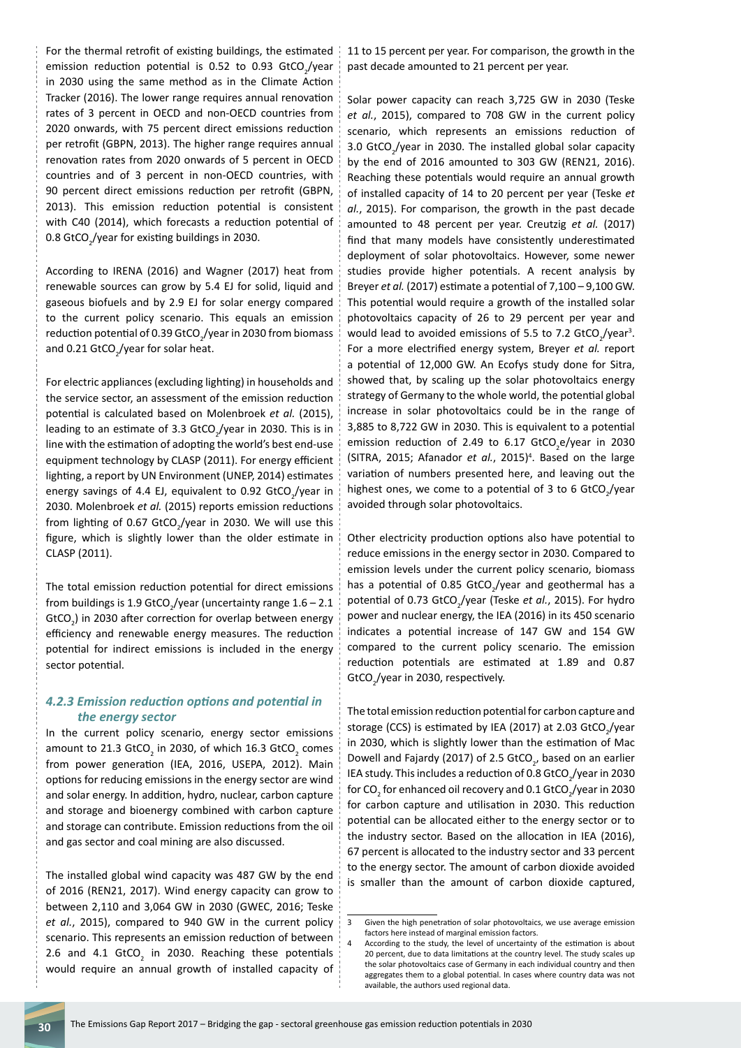For the thermal retrofit of existing buildings, the estimated emission reduction potential is 0.52 to 0.93 $GtCO_2$/year in 2030 using the same method as in the Climate Action Tracker (2016). The lower range requires annual renovation rates of 3 percent in OECD and non-OECD countries from 2020 onwards, with 75 percent direct emissions reduction per retrofit (GBPN, 2013). The higher range requires annual renovation rates from 2020 onwards of 5 percent in OECD countries and of 3 percent in non-OECD countries, with 90 percent direct emissions reduction per retrofit (GBPN, 2013). This emission reduction potential is consistent with C40 (2014), which forecasts a reduction potential of 0.8 $GtCO_2$/year for existing buildings in 2030.

According to IRENA (2016) and Wagner (2017) heat from renewable sources can grow by 5.4 EJ for solid, liquid and gaseous biofuels and by 2.9 EJ for solar energy compared to the current policy scenario. This equals an emission reduction potential of 0.39 $GtCO_2$/year in 2030 from biomass and 0.21 $GtCO_2$/year for solar heat.

For electric appliances (excluding lighting) in households and the service sector, an assessment of the emission reduction potential is calculated based on Molenbroek *et al.* (2015), leading to an estimate of 3.3 $GtCO_2$/year in 2030. This is in line with the estimation of adopting the world's best end-use equipment technology by CLASP (2011). For energy efficient lighting, a report by UN Environment (UNEP, 2014) estimates energy savings of 4.4 EJ, equivalent to 0.92 $GtCO_2$/year in 2030. Molenbroek *et al.* (2015) reports emission reductions from lighting of 0.67 $GtCO_2$/year in 2030. We will use this figure, which is slightly lower than the older estimate in CLASP (2011).

The total emission reduction potential for direct emissions from buildings is 1.9 $GtCO_2$/year (uncertainty range 1.6 – 2.1 $GtCO_2$) in 2030 after correction for overlap between energy efficiency and renewable energy measures. The reduction potential for indirect emissions is included in the energy sector potential.

### *4.2.3 Emission reduction options and potential in the energy sector*

In the current policy scenario, energy sector emissions amount to 21.3 $GtCO_2$ in 2030, of which 16.3 $GtCO_2$ comes from power generation (IEA, 2016, USEPA, 2012). Main options for reducing emissions in the energy sector are wind and solar energy. In addition, hydro, nuclear, carbon capture and storage and bioenergy combined with carbon capture and storage can contribute. Emission reductions from the oil and gas sector and coal mining are also discussed.

The installed global wind capacity was 487 GW by the end of 2016 (REN21, 2017). Wind energy capacity can grow to between 2,110 and 3,064 GW in 2030 (GWEC, 2016; Teske *et al.*, 2015), compared to 940 GW in the current policy scenario. This represents an emission reduction of between 2.6 and 4.1 $GtCO_2$ in 2030. Reaching these potentials would require an annual growth of installed capacity of 11 to 15 percent per year. For comparison, the growth in the past decade amounted to 21 percent per year.

Solar power capacity can reach 3,725 GW in 2030 (Teske *et al.*, 2015), compared to 708 GW in the current policy scenario, which represents an emissions reduction of 3.0 $GtCO_2$/year in 2030. The installed global solar capacity by the end of 2016 amounted to 303 GW (REN21, 2016). Reaching these potentials would require an annual growth of installed capacity of 14 to 20 percent per year (Teske *et al.*, 2015). For comparison, the growth in the past decade amounted to 48 percent per year. Creutzig *et al.* (2017) find that many models have consistently underestimated deployment of solar photovoltaics. However, some newer studies provide higher potentials. A recent analysis by Breyer *et al.* (2017) estimate a potential of 7,100 – 9,100 GW. This potential would require a growth of the installed solar photovoltaics capacity of 26 to 29 percent per year and would lead to avoided emissions of 5.5 to 7.2 $GtCO_2$/year[3]. For a more electrified energy system, Breyer *et al.* report a potential of 12,000 GW. An Ecofys study done for Sitra, showed that, by scaling up the solar photovoltaics energy strategy of Germany to the whole world, the potential global increase in solar photovoltaics could be in the range of 3,885 to 8,722 GW in 2030. This is equivalent to a potential emission reduction of 2.49 to 6.17 $GtCO_2e$/year in 2030 (SITRA, 2015; Afanador *et al.*, 2015)[4]. Based on the large variation of numbers presented here, and leaving out the highest ones, we come to a potential of 3 to 6 $GtCO_2$/year avoided through solar photovoltaics.

Other electricity production options also have potential to reduce emissions in the energy sector in 2030. Compared to emission levels under the current policy scenario, biomass has a potential of 0.85 $GtCO_2$/year and geothermal has a potential of 0.73 $GtCO_2$/year (Teske *et al.*, 2015). For hydro power and nuclear energy, the IEA (2016) in its 450 scenario indicates a potential increase of 147 GW and 154 GW compared to the current policy scenario. The emission reduction potentials are estimated at 1.89 and 0.87 $GtCO_2$/year in 2030, respectively.

The total emission reduction potential for carbon capture and storage (CCS) is estimated by IEA (2017) at 2.03 $GtCO_2$/year in 2030, which is slightly lower than the estimation of Mac Dowell and Fajardy (2017) of 2.5 $GtCO_2$, based on an earlier IEA study. This includes a reduction of 0.8 $GtCO_2$/year in 2030 for $CO_2$ for enhanced oil recovery and 0.1 $GtCO_2$/year in 2030 for carbon capture and utilisation in 2030. This reduction potential can be allocated either to the energy sector or to the industry sector. Based on the allocation in IEA (2016), 67 percent is allocated to the industry sector and 33 percent to the energy sector. The amount of carbon dioxide avoided is smaller than the amount of carbon dioxide captured,

---

[3] Given the high penetration of solar photovoltaics, we use average emission factors here instead of marginal emission factors.

[4] According to the study, the level of uncertainty of the estimation is about 20 percent, due to data limitations at the country level. The study scales up the solar photovoltaics case of Germany in each individual country and then aggregates them to a global potential. In cases where country data was not available, the authors used regional data.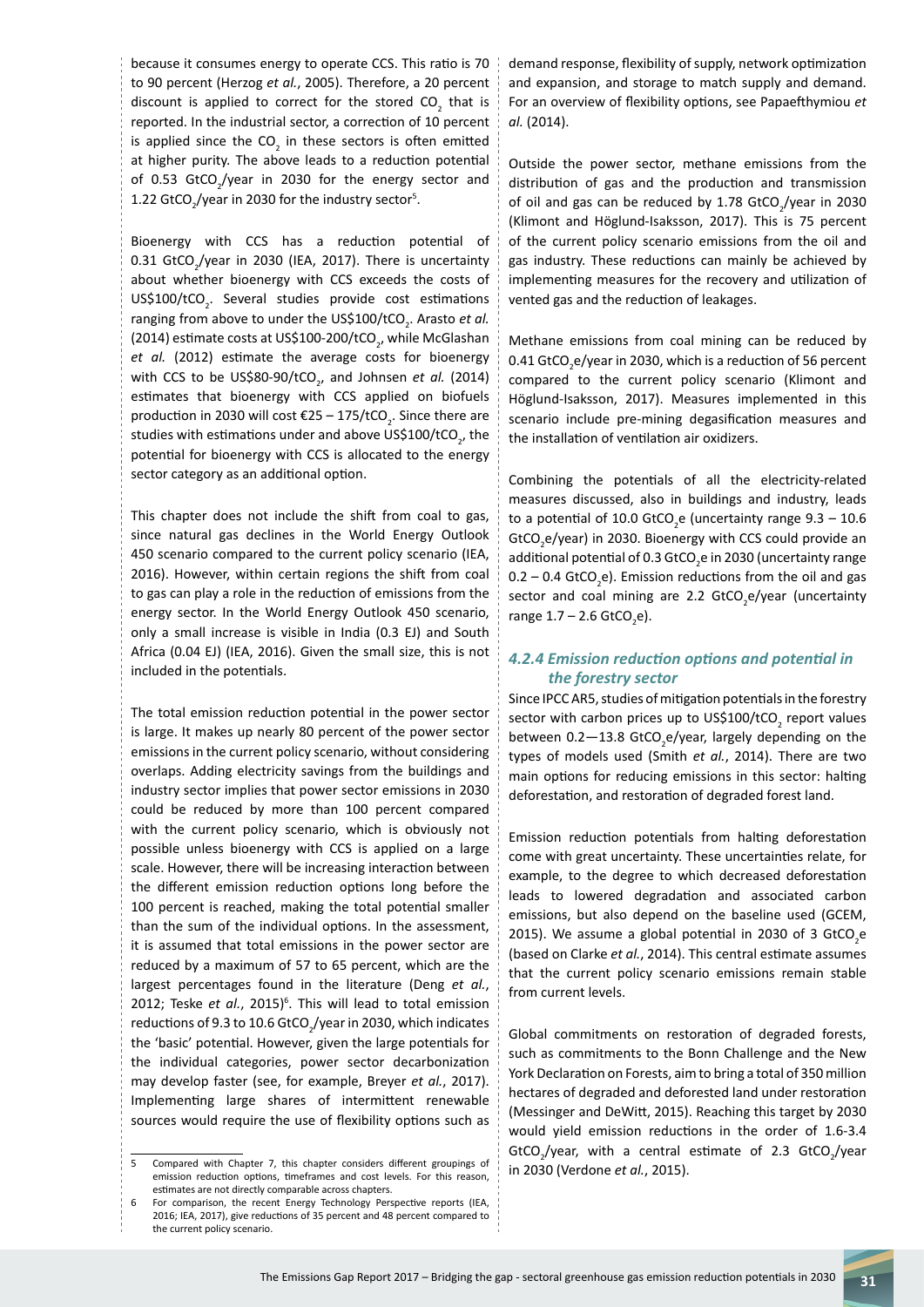because it consumes energy to operate CCS. This ratio is 70 to 90 percent (Herzog *et al.*, 2005). Therefore, a 20 percent discount is applied to correct for the stored $CO_2$ that is reported. In the industrial sector, a correction of 10 percent is applied since the $CO_2$ in these sectors is often emitted at higher purity. The above leads to a reduction potential of 0.53 $GtCO_2$/year in 2030 for the energy sector and 1.22 $GtCO_2$/year in 2030 for the industry sector[5].

Bioenergy with CCS has a reduction potential of 0.31 $GtCO_2$/year in 2030 (IEA, 2017). There is uncertainty about whether bioenergy with CCS exceeds the costs of US\$100/$tCO_2$. Several studies provide cost estimations ranging from above to under the US\$100/$tCO_2$. Arasto *et al.* (2014) estimate costs at US\$100-200/$tCO_2$, while McGlashan *et al.* (2012) estimate the average costs for bioenergy with CCS to be US\$80-90/$tCO_2$, and Johnsen *et al.* (2014) estimates that bioenergy with CCS applied on biofuels production in 2030 will cost €25 – 175/$tCO_2$. Since there are studies with estimations under and above US\$100/$tCO_2$, the potential for bioenergy with CCS is allocated to the energy sector category as an additional option.

This chapter does not include the shift from coal to gas, since natural gas declines in the World Energy Outlook 450 scenario compared to the current policy scenario (IEA, 2016). However, within certain regions the shift from coal to gas can play a role in the reduction of emissions from the energy sector. In the World Energy Outlook 450 scenario, only a small increase is visible in India (0.3 EJ) and South Africa (0.04 EJ) (IEA, 2016). Given the small size, this is not included in the potentials.

The total emission reduction potential in the power sector is large. It makes up nearly 80 percent of the power sector emissions in the current policy scenario, without considering overlaps. Adding electricity savings from the buildings and industry sector implies that power sector emissions in 2030 could be reduced by more than 100 percent compared with the current policy scenario, which is obviously not possible unless bioenergy with CCS is applied on a large scale. However, there will be increasing interaction between the different emission reduction options long before the 100 percent is reached, making the total potential smaller than the sum of the individual options. In the assessment, it is assumed that total emissions in the power sector are reduced by a maximum of 57 to 65 percent, which are the largest percentages found in the literature (Deng *et al.*, 2012; Teske *et al.*, 2015)[6]. This will lead to total emission reductions of 9.3 to 10.6 $GtCO_2$/year in 2030, which indicates the 'basic' potential. However, given the large potentials for the individual categories, power sector decarbonization may develop faster (see, for example, Breyer *et al.*, 2017). Implementing large shares of intermittent renewable sources would require the use of flexibility options such as demand response, flexibility of supply, network optimization and expansion, and storage to match supply and demand. For an overview of flexibility options, see Papaefthymiou *et al.* (2014).

Outside the power sector, methane emissions from the distribution of gas and the production and transmission of oil and gas can be reduced by 1.78 $GtCO_2$/year in 2030 (Klimont and Höglund-Isaksson, 2017). This is 75 percent of the current policy scenario emissions from the oil and gas industry. These reductions can mainly be achieved by implementing measures for the recovery and utilization of vented gas and the reduction of leakages.

Methane emissions from coal mining can be reduced by 0.41 $GtCO_2e$/year in 2030, which is a reduction of 56 percent compared to the current policy scenario (Klimont and Höglund-Isaksson, 2017). Measures implemented in this scenario include pre-mining degasification measures and the installation of ventilation air oxidizers.

Combining the potentials of all the electricity-related measures discussed, also in buildings and industry, leads to a potential of 10.0 $GtCO_2e$ (uncertainty range 9.3 – 10.6 $GtCO_2e$/year) in 2030. Bioenergy with CCS could provide an additional potential of 0.3 $GtCO_2e$ in 2030 (uncertainty range 0.2 – 0.4 $GtCO_2e$). Emission reductions from the oil and gas sector and coal mining are 2.2 $GtCO_2e$/year (uncertainty range 1.7 – 2.6 $GtCO_2e$).

### 4.2.4 Emission reduction options and potential in the forestry sector

Since IPCC AR5, studies of mitigation potentials in the forestry sector with carbon prices up to US\$100/$tCO_2$ report values between 0.2—13.8 $GtCO_2e$/year, largely depending on the types of models used (Smith *et al.*, 2014). There are two main options for reducing emissions in this sector: halting deforestation, and restoration of degraded forest land.

Emission reduction potentials from halting deforestation come with great uncertainty. These uncertainties relate, for example, to the degree to which decreased deforestation leads to lowered degradation and associated carbon emissions, but also depend on the baseline used (GCEM, 2015). We assume a global potential in 2030 of 3 $GtCO_2e$ (based on Clarke *et al.*, 2014). This central estimate assumes that the current policy scenario emissions remain stable from current levels.

Global commitments on restoration of degraded forests, such as commitments to the Bonn Challenge and the New York Declaration on Forests, aim to bring a total of 350 million hectares of degraded and deforested land under restoration (Messinger and DeWitt, 2015). Reaching this target by 2030 would yield emission reductions in the order of 1.6-3.4 $GtCO_2$/year, with a central estimate of 2.3 $GtCO_2$/year in 2030 (Verdone *et al.*, 2015).

---

5 Compared with Chapter 7, this chapter considers different groupings of emission reduction options, timeframes and cost levels. For this reason, estimates are not directly comparable across chapters.

6 For comparison, the recent Energy Technology Perspective reports (IEA, 2016; IEA, 2017), give reductions of 35 percent and 48 percent compared to the current policy scenario.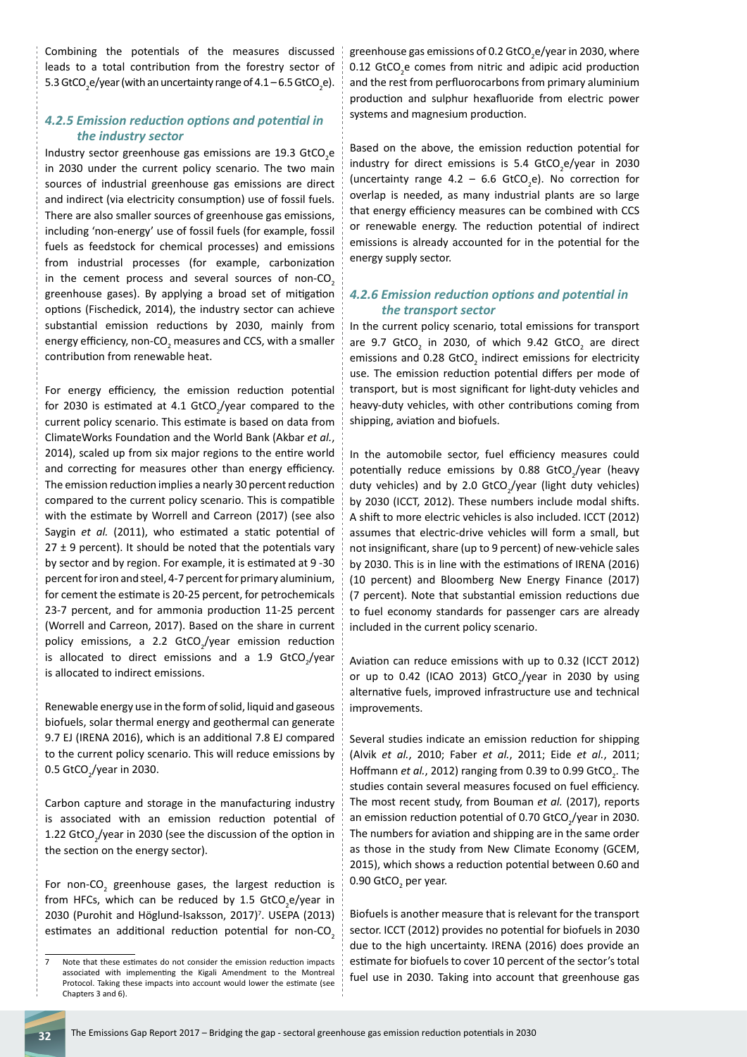Combining the potentials of the measures discussed leads to a total contribution from the forestry sector of 5.3 $GtCO_2e$/year (with an uncertainty range of 4.1 – 6.5 $GtCO_2e$).

### *4.2.5 Emission reduction options and potential in the industry sector*

Industry sector greenhouse gas emissions are 19.3 $GtCO_2e$ in 2030 under the current policy scenario. The two main sources of industrial greenhouse gas emissions are direct and indirect (via electricity consumption) use of fossil fuels. There are also smaller sources of greenhouse gas emissions, including 'non-energy' use of fossil fuels (for example, fossil fuels as feedstock for chemical processes) and emissions from industrial processes (for example, carbonization in the cement process and several sources of non-$CO_2$ greenhouse gases). By applying a broad set of mitigation options (Fischedick, 2014), the industry sector can achieve substantial emission reductions by 2030, mainly from energy efficiency, non-$CO_2$ measures and CCS, with a smaller contribution from renewable heat.

For energy efficiency, the emission reduction potential for 2030 is estimated at 4.1 $GtCO_2$/year compared to the current policy scenario. This estimate is based on data from ClimateWorks Foundation and the World Bank (Akbar *et al.*, 2014), scaled up from six major regions to the entire world and correcting for measures other than energy efficiency. The emission reduction implies a nearly 30 percent reduction compared to the current policy scenario. This is compatible with the estimate by Worrell and Carreon (2017) (see also Saygin *et al.* (2011), who estimated a static potential of 27 ± 9 percent). It should be noted that the potentials vary by sector and by region. For example, it is estimated at 9 -30 percent for iron and steel, 4-7 percent for primary aluminium, for cement the estimate is 20-25 percent, for petrochemicals 23-7 percent, and for ammonia production 11-25 percent (Worrell and Carreon, 2017). Based on the share in current policy emissions, a 2.2 $GtCO_2$/year emission reduction is allocated to direct emissions and a 1.9 $GtCO_2$/year is allocated to indirect emissions.

Renewable energy use in the form of solid, liquid and gaseous biofuels, solar thermal energy and geothermal can generate 9.7 EJ (IRENA 2016), which is an additional 7.8 EJ compared to the current policy scenario. This will reduce emissions by 0.5 $GtCO_2$/year in 2030.

Carbon capture and storage in the manufacturing industry is associated with an emission reduction potential of 1.22 $GtCO_2$/year in 2030 (see the discussion of the option in the section on the energy sector).

For non-$CO_2$ greenhouse gases, the largest reduction is from HFCs, which can be reduced by 1.5 $GtCO_2e$/year in 2030 (Purohit and Höglund-Isaksson, 2017)[7]. USEPA (2013) estimates an additional reduction potential for non-$CO_2$ greenhouse gas emissions of 0.2 $GtCO_2e$/year in 2030, where 0.12 $GtCO_2e$ comes from nitric and adipic acid production and the rest from perfluorocarbons from primary aluminium production and sulphur hexafluoride from electric power systems and magnesium production.

Based on the above, the emission reduction potential for industry for direct emissions is 5.4 $GtCO_2e$/year in 2030 (uncertainty range 4.2 – 6.6 $GtCO_2e$). No correction for overlap is needed, as many industrial plants are so large that energy efficiency measures can be combined with CCS or renewable energy. The reduction potential of indirect emissions is already accounted for in the potential for the energy supply sector.

### *4.2.6 Emission reduction options and potential in the transport sector*

In the current policy scenario, total emissions for transport are 9.7 $GtCO_2$ in 2030, of which 9.42 $GtCO_2$ are direct emissions and 0.28 $GtCO_2$ indirect emissions for electricity use. The emission reduction potential differs per mode of transport, but is most significant for light-duty vehicles and heavy-duty vehicles, with other contributions coming from shipping, aviation and biofuels.

In the automobile sector, fuel efficiency measures could potentially reduce emissions by 0.88 $GtCO_2$/year (heavy duty vehicles) and by 2.0 $GtCO_2$/year (light duty vehicles) by 2030 (ICCT, 2012). These numbers include modal shifts. A shift to more electric vehicles is also included. ICCT (2012) assumes that electric-drive vehicles will form a small, but not insignificant, share (up to 9 percent) of new-vehicle sales by 2030. This is in line with the estimations of IRENA (2016) (10 percent) and Bloomberg New Energy Finance (2017) (7 percent). Note that substantial emission reductions due to fuel economy standards for passenger cars are already included in the current policy scenario.

Aviation can reduce emissions with up to 0.32 (ICCT 2012) or up to 0.42 (ICAO 2013) $GtCO_2$/year in 2030 by using alternative fuels, improved infrastructure use and technical improvements.

Several studies indicate an emission reduction for shipping (Alvik *et al.*, 2010; Faber *et al.*, 2011; Eide *et al.*, 2011; Hoffmann *et al.*, 2012) ranging from 0.39 to 0.99 $GtCO_2$. The studies contain several measures focused on fuel efficiency. The most recent study, from Bouman *et al.* (2017), reports an emission reduction potential of 0.70 $GtCO_2$/year in 2030. The numbers for aviation and shipping are in the same order as those in the study from New Climate Economy (GCEM, 2015), which shows a reduction potential between 0.60 and 0.90 $GtCO_2$ per year.

Biofuels is another measure that is relevant for the transport sector. ICCT (2012) provides no potential for biofuels in 2030 due to the high uncertainty. IRENA (2016) does provide an estimate for biofuels to cover 10 percent of the sector's total fuel use in 2030. Taking into account that greenhouse gas

---

7 Note that these estimates do not consider the emission reduction impacts associated with implementing the Kigali Amendment to the Montreal Protocol. Taking these impacts into account would lower the estimate (see Chapters 3 and 6).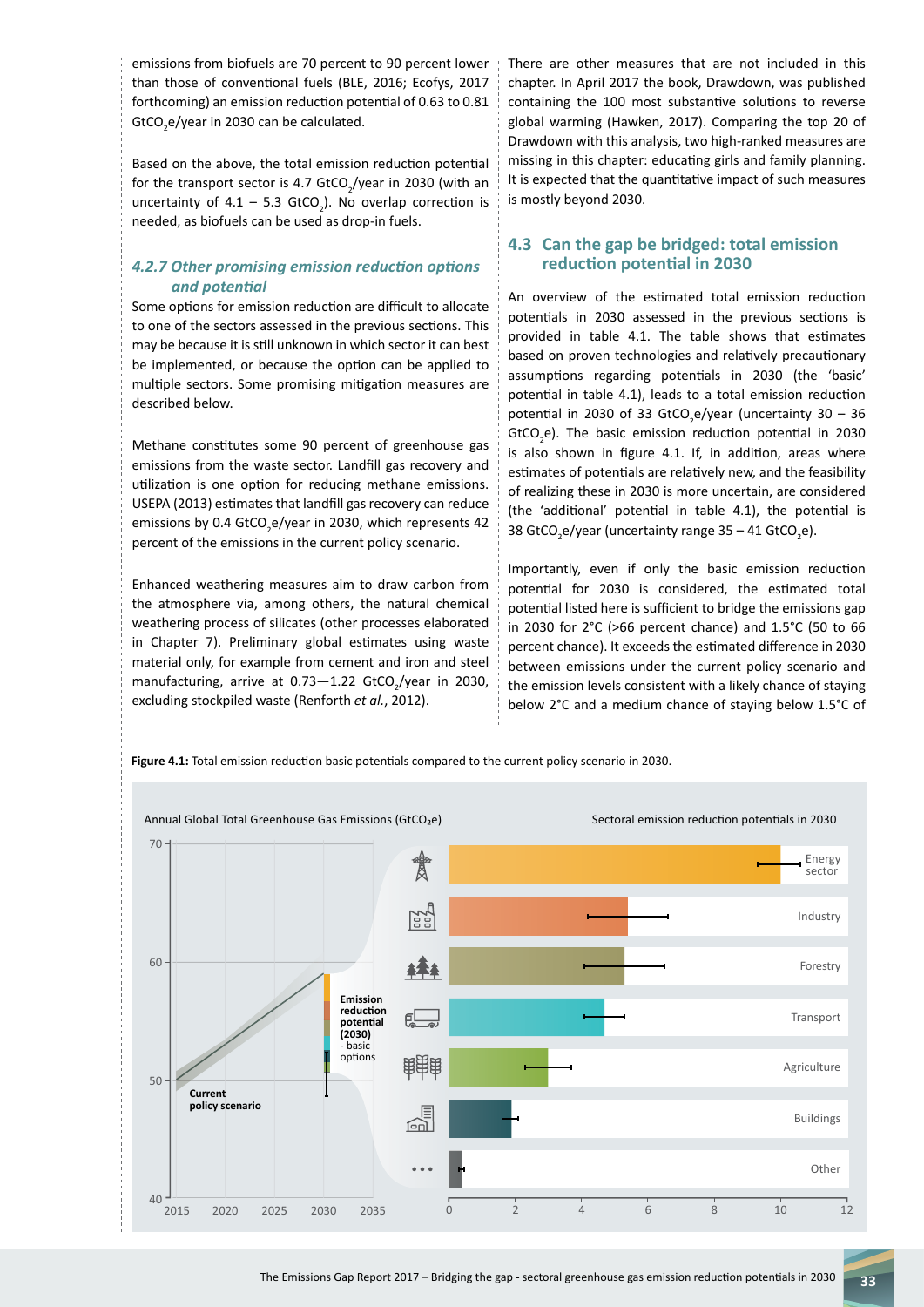emissions from biofuels are 70 percent to 90 percent lower than those of conventional fuels (BLE, 2016; Ecofys, 2017 forthcoming) an emission reduction potential of 0.63 to 0.81 $GtCO_2e$/year in 2030 can be calculated.

Based on the above, the total emission reduction potential for the transport sector is 4.7 $GtCO_2$/year in 2030 (with an uncertainty of 4.1 – 5.3 $GtCO_2$). No overlap correction is needed, as biofuels can be used as drop-in fuels.

### *4.2.7 Other promising emission reduction options and potential*

Some options for emission reduction are difficult to allocate to one of the sectors assessed in the previous sections. This may be because it is still unknown in which sector it can best be implemented, or because the option can be applied to multiple sectors. Some promising mitigation measures are described below.

Methane constitutes some 90 percent of greenhouse gas emissions from the waste sector. Landfill gas recovery and utilization is one option for reducing methane emissions. USEPA (2013) estimates that landfill gas recovery can reduce emissions by 0.4 $GtCO_2e$/year in 2030, which represents 42 percent of the emissions in the current policy scenario.

Enhanced weathering measures aim to draw carbon from the atmosphere via, among others, the natural chemical weathering process of silicates (other processes elaborated in Chapter 7). Preliminary global estimates using waste material only, for example from cement and iron and steel manufacturing, arrive at 0.73—1.22 $GtCO_2$/year in 2030, excluding stockpiled waste (Renforth *et al.*, 2012).

There are other measures that are not included in this chapter. In April 2017 the book, Drawdown, was published containing the 100 most substantive solutions to reverse global warming (Hawken, 2017). Comparing the top 20 of Drawdown with this analysis, two high-ranked measures are missing in this chapter: educating girls and family planning. It is expected that the quantitative impact of such measures is mostly beyond 2030.

## 4.3 Can the gap be bridged: total emission reduction potential in 2030

An overview of the estimated total emission reduction potentials in 2030 assessed in the previous sections is provided in table 4.1. The table shows that estimates based on proven technologies and relatively precautionary assumptions regarding potentials in 2030 (the 'basic' potential in table 4.1), leads to a total emission reduction potential in 2030 of 33 $GtCO_2e$/year (uncertainty 30 – 36 $GtCO_2e$). The basic emission reduction potential in 2030 is also shown in figure 4.1. If, in addition, areas where estimates of potentials are relatively new, and the feasibility of realizing these in 2030 is more uncertain, are considered (the 'additional' potential in table 4.1), the potential is 38 $GtCO_2e$/year (uncertainty range 35 – 41 $GtCO_2e$).

Importantly, even if only the basic emission reduction potential for 2030 is considered, the estimated total potential listed here is sufficient to bridge the emissions gap in 2030 for 2°C (>66 percent chance) and 1.5°C (50 to 66 percent chance). It exceeds the estimated difference in 2030 between emissions under the current policy scenario and the emission levels consistent with a likely chance of staying below 2°C and a medium chance of staying below 1.5°C of

**Figure 4.1:** Total emission reduction basic potentials compared to the current policy scenario in 2030.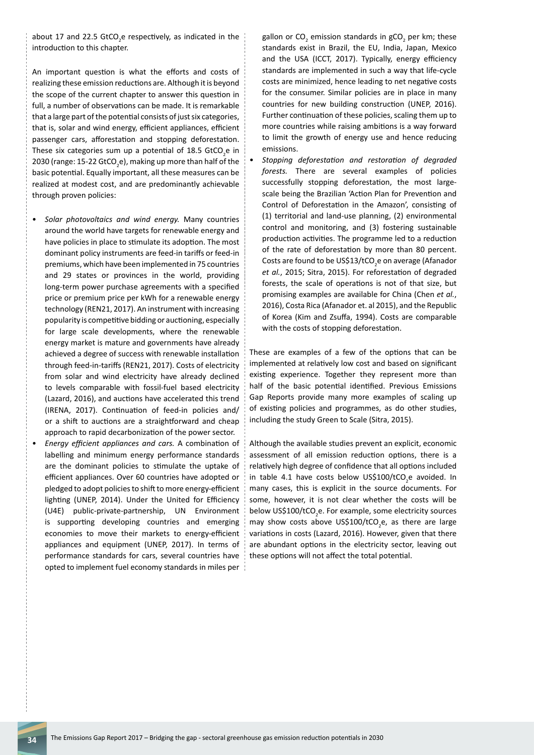about 17 and 22.5 $GtCO_2e$ respectively, as indicated in the introduction to this chapter.

An important question is what the efforts and costs of realizing these emission reductions are. Although it is beyond the scope of the current chapter to answer this question in full, a number of observations can be made. It is remarkable that a large part of the potential consists of just six categories, that is, solar and wind energy, efficient appliances, efficient passenger cars, afforestation and stopping deforestation. These six categories sum up a potential of 18.5 $GtCO_2e$ in 2030 (range: 15-22 $GtCO_2e$), making up more than half of the basic potential. Equally important, all these measures can be realized at modest cost, and are predominantly achievable through proven policies:

- *Solar photovoltaics and wind energy.* Many countries around the world have targets for renewable energy and have policies in place to stimulate its adoption. The most dominant policy instruments are feed-in tariffs or feed-in premiums, which have been implemented in 75 countries and 29 states or provinces in the world, providing long-term power purchase agreements with a specified price or premium price per kWh for a renewable energy technology (REN21, 2017). An instrument with increasing popularity is competitive bidding or auctioning, especially for large scale developments, where the renewable energy market is mature and governments have already achieved a degree of success with renewable installation through feed-in-tariffs (REN21, 2017). Costs of electricity from solar and wind electricity have already declined to levels comparable with fossil-fuel based electricity (Lazard, 2016), and auctions have accelerated this trend (IRENA, 2017). Continuation of feed-in policies and/or a shift to auctions are a straightforward and cheap approach to rapid decarbonization of the power sector.
- *Energy efficient appliances and cars.* A combination of labelling and minimum energy performance standards are the dominant policies to stimulate the uptake of efficient appliances. Over 60 countries have adopted or pledged to adopt policies to shift to more energy-efficient lighting (UNEP, 2014). Under the United for Efficiency (U4E) public-private-partnership, UN Environment is supporting developing countries and emerging economies to move their markets to energy-efficient appliances and equipment (UNEP, 2017). In terms of performance standards for cars, several countries have opted to implement fuel economy standards in miles per gallon or $CO_2$ emission standards in $gCO_2$ per km; these standards exist in Brazil, the EU, India, Japan, Mexico and the USA (ICCT, 2017). Typically, energy efficiency standards are implemented in such a way that life-cycle costs are minimized, hence leading to net negative costs for the consumer. Similar policies are in place in many countries for new building construction (UNEP, 2016). Further continuation of these policies, scaling them up to more countries while raising ambitions is a way forward to limit the growth of energy use and hence reducing emissions.
- *Stopping deforestation and restoration of degraded forests.* There are several examples of policies successfully stopping deforestation, the most large-scale being the Brazilian 'Action Plan for Prevention and Control of Deforestation in the Amazon', consisting of (1) territorial and land-use planning, (2) environmental control and monitoring, and (3) fostering sustainable production activities. The programme led to a reduction of the rate of deforestation by more than 80 percent. Costs are found to be US$13/$tCO_2e$ on average (Afanador *et al.*, 2015; Sitra, 2015). For reforestation of degraded forests, the scale of operations is not of that size, but promising examples are available for China (Chen *et al.*, 2016), Costa Rica (Afanador et. al 2015), and the Republic of Korea (Kim and Zsuffa, 1994). Costs are comparable with the costs of stopping deforestation.

These are examples of a few of the options that can be implemented at relatively low cost and based on significant existing experience. Together they represent more than half of the basic potential identified. Previous Emissions Gap Reports provide many more examples of scaling up of existing policies and programmes, as do other studies, including the study Green to Scale (Sitra, 2015).

Although the available studies prevent an explicit, economic assessment of all emission reduction options, there is a relatively high degree of confidence that all options included in table 4.1 have costs below US$100/$tCO_2e$ avoided. In many cases, this is explicit in the source documents. For some, however, it is not clear whether the costs will be below US$100/$tCO_2e$. For example, some electricity sources may show costs above US$100/$tCO_2e$, as there are large variations in costs (Lazard, 2016). However, given that there are abundant options in the electricity sector, leaving out these options will not affect the total potential.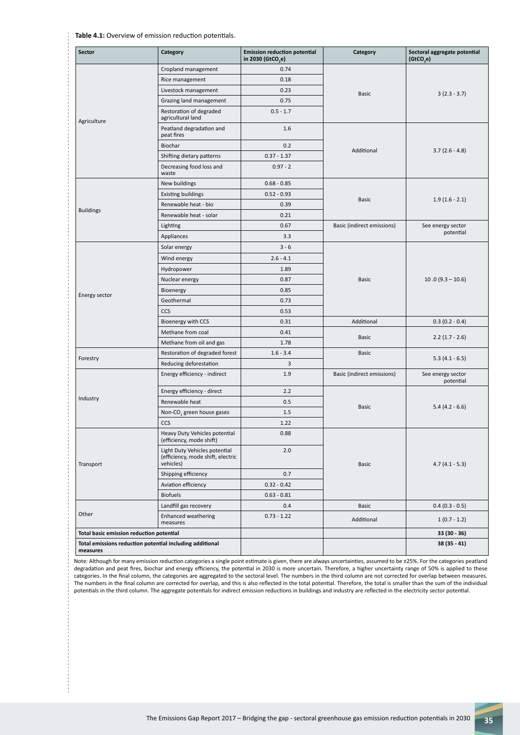**Table 4.1:** Overview of emission reduction potentials.

| Sector | Category | Emission reduction potential in 2030 ($GtCO_2e$) | Category | Sectoral aggregate potential ($GtCO_2e$) |
|---|---|---|---|---|
| Agriculture | Cropland management | 0.74 | Basic | 3 (2.3 - 3.7) |
| | Rice management | 0.18 | | |
| | Livestock management | 0.23 | | |
| | Grazing land management | 0.75 | | |
| | Restoration of degraded agricultural land | 0.5 - 1.7 | | |
| | Peatland degradation and peat fires | 1.6 | Additional | 3.7 (2.6 - 4.8) |
| | Biochar | 0.2 | | |
| | Shifting dietary patterns | 0.37 - 1.37 | | |
| | Decreasing food loss and waste | 0.97 - 2 | | |
| Buildings | New buildings | 0.68 - 0.85 | Basic | 1.9 (1.6 - 2.1) |
| | Existing buildings | 0.52 - 0.93 | | |
| | Renewable heat - bio | 0.39 | | |
| | Renewable heat - solar | 0.21 | | |
| | Lighting | 0.67 | Basic (indirect emissions) | See energy sector potential |
| | Appliances | 3.3 | | |
| Energy sector | Solar energy | 3 - 6 | Basic | 10 .0 (9.3 – 10.6) |
| | Wind energy | 2.6 - 4.1 | | |
| | Hydropower | 1.89 | | |
| | Nuclear energy | 0.87 | | |
| | Bioenergy | 0.85 | | |
| | Geothermal | 0.73 | | |
| | CCS | 0.53 | | |
| | Bioenergy with CCS | 0.31 | Additional | 0.3 (0.2 - 0.4) |
| | Methane from coal | 0.41 | Basic | 2.2 (1.7 - 2.6) |
| | Methane from oil and gas | 1.78 | | |
| Forestry | Restoration of degraded forest | 1.6 - 3.4 | Basic | 5.3 (4.1 - 6.5) |
| | Reducing deforestation | 3 | | |
| Industry | Energy efficiency - indirect | 1.9 | Basic (indirect emissions) | See energy sector potential |
| | Energy efficiency - direct | 2.2 | Basic | 5.4 (4.2 - 6.6) |
| | Renewable heat | 0.5 | | |
| | Non-$CO_2$ green house gases | 1.5 | | |
| | CCS | 1.22 | | |
| Transport | Heavy Duty Vehicles potential (efficiency, mode shift) | 0.88 | Basic | 4.7 (4.1 - 5.3) |
| | Light Duty Vehicles potential (efficiency, mode shift, electric vehicles) | 2.0 | | |
| | Shipping efficiency | 0.7 | | |
| | Aviation efficiency | 0.32 - 0.42 | | |
| | Biofuels | 0.63 - 0.81 | | |
| Other | Landfill gas recovery | 0.4 | Basic | 0.4 (0.3 - 0.5) |
| | Enhanced weathering measures | 0.73 - 1.22 | Additional | 1 (0.7 - 1.2) |
| **Total basic emission reduction potential** | | | | **33 (30 - 36)** |
| **Total emissions reduction potential including additional measures** | | | | **38 (35 - 41)** |

Note: Although for many emission reduction categories a single point estimate is given, there are always uncertainties, assumed to be ±25%. For the categories peatland degradation and peat fires, biochar and energy efficiency, the potential in 2030 is more uncertain. Therefore, a higher uncertainty range of 50% is applied to these categories. In the final column, the categories are aggregated to the sectoral level. The numbers in the third column are not corrected for overlap between measures. The numbers in the final column are corrected for overlap, and this is also reflected in the total potential. Therefore, the total is smaller than the sum of the individual potentials in the third column. The aggregate potentials for indirect emission reductions in buildings and industry are reflected in the electricity sector potential.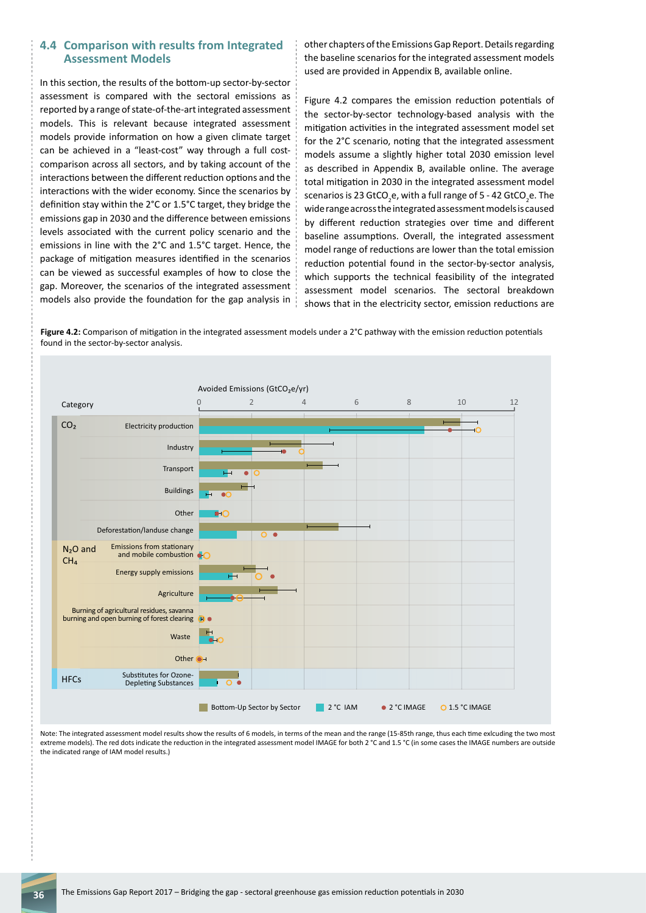## 4.4 Comparison with results from Integrated Assessment Models

In this section, the results of the bottom-up sector-by-sector assessment is compared with the sectoral emissions as reported by a range of state-of-the-art integrated assessment models. This is relevant because integrated assessment models provide information on how a given climate target can be achieved in a "least-cost" way through a full cost-comparison across all sectors, and by taking account of the interactions between the different reduction options and the interactions with the wider economy. Since the scenarios by definition stay within the 2°C or 1.5°C target, they bridge the emissions gap in 2030 and the difference between emissions levels associated with the current policy scenario and the emissions in line with the 2°C and 1.5°C target. Hence, the package of mitigation measures identified in the scenarios can be viewed as successful examples of how to close the gap. Moreover, the scenarios of the integrated assessment models also provide the foundation for the gap analysis in other chapters of the Emissions Gap Report. Details regarding the baseline scenarios for the integrated assessment models used are provided in Appendix B, available online.

Figure 4.2 compares the emission reduction potentials of the sector-by-sector technology-based analysis with the mitigation activities in the integrated assessment model set for the 2°C scenario, noting that the integrated assessment models assume a slightly higher total 2030 emission level as described in Appendix B, available online. The average total mitigation in 2030 in the integrated assessment model scenarios is 23 $GtCO_2e$, with a full range of 5 - 42 $GtCO_2e$. The wide range across the integrated assessment models is caused by different reduction strategies over time and different baseline assumptions. Overall, the integrated assessment model range of reductions are lower than the total emission reduction potential found in the sector-by-sector analysis, which supports the technical feasibility of the integrated assessment model scenarios. The sectoral breakdown shows that in the electricity sector, emission reductions are

**Figure 4.2:** Comparison of mitigation in the integrated assessment models under a 2°C pathway with the emission reduction potentials found in the sector-by-sector analysis.

Note: The integrated assessment model results show the results of 6 models, in terms of the mean and the range (15-85th range, thus each time exlcuding the two most extreme models). The red dots indicate the reduction in the integrated assessment model IMAGE for both 2 °C and 1.5 °C (in some cases the IMAGE numbers are outside the indicated range of IAM model results.)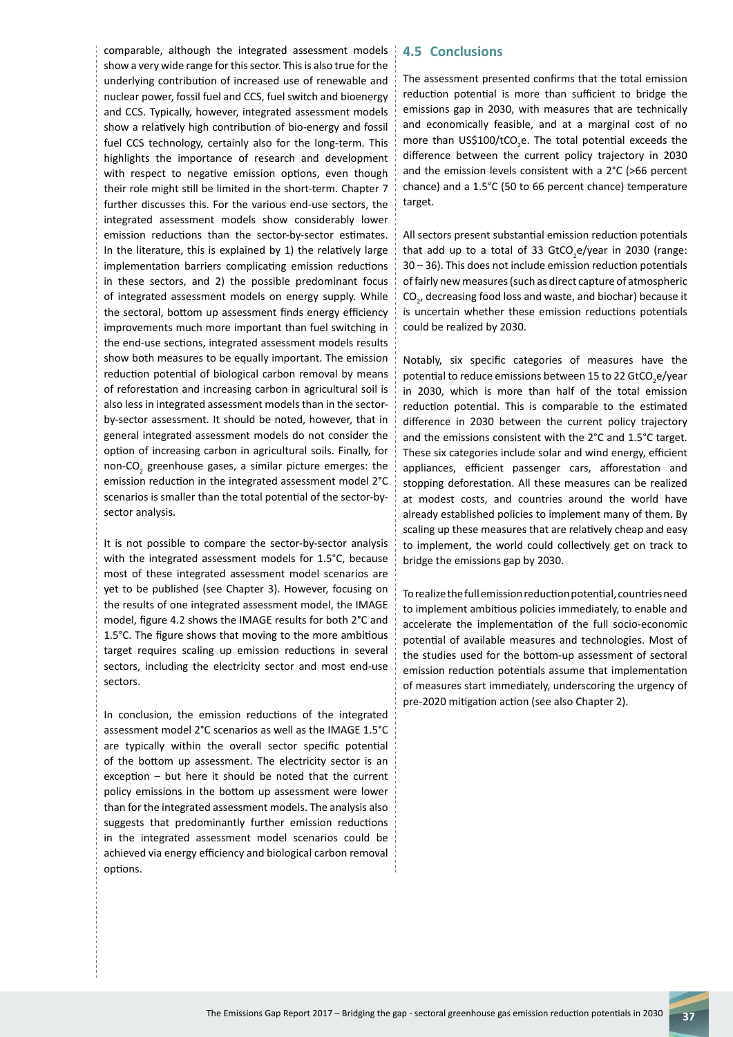comparable, although the integrated assessment models show a very wide range for this sector. This is also true for the underlying contribution of increased use of renewable and nuclear power, fossil fuel and CCS, fuel switch and bioenergy and CCS. Typically, however, integrated assessment models show a relatively high contribution of bio-energy and fossil fuel CCS technology, certainly also for the long-term. This highlights the importance of research and development with respect to negative emission options, even though their role might still be limited in the short-term. Chapter 7 further discusses this. For the various end-use sectors, the integrated assessment models show considerably lower emission reductions than the sector-by-sector estimates. In the literature, this is explained by 1) the relatively large implementation barriers complicating emission reductions in these sectors, and 2) the possible predominant focus of integrated assessment models on energy supply. While the sectoral, bottom up assessment finds energy efficiency improvements much more important than fuel switching in the end-use sections, integrated assessment models results show both measures to be equally important. The emission reduction potential of biological carbon removal by means of reforestation and increasing carbon in agricultural soil is also less in integrated assessment models than in the sector-by-sector assessment. It should be noted, however, that in general integrated assessment models do not consider the option of increasing carbon in agricultural soils. Finally, for non-$CO_2$ greenhouse gases, a similar picture emerges: the emission reduction in the integrated assessment model 2°C scenarios is smaller than the total potential of the sector-by-sector analysis.

It is not possible to compare the sector-by-sector analysis with the integrated assessment models for 1.5°C, because most of these integrated assessment model scenarios are yet to be published (see Chapter 3). However, focusing on the results of one integrated assessment model, the IMAGE model, figure 4.2 shows the IMAGE results for both 2°C and 1.5°C. The figure shows that moving to the more ambitious target requires scaling up emission reductions in several sectors, including the electricity sector and most end-use sectors.

In conclusion, the emission reductions of the integrated assessment model 2°C scenarios as well as the IMAGE 1.5°C are typically within the overall sector specific potential of the bottom up assessment. The electricity sector is an exception – but here it should be noted that the current policy emissions in the bottom up assessment were lower than for the integrated assessment models. The analysis also suggests that predominantly further emission reductions in the integrated assessment model scenarios could be achieved via energy efficiency and biological carbon removal options.

## 4.5 Conclusions

The assessment presented confirms that the total emission reduction potential is more than sufficient to bridge the emissions gap in 2030, with measures that are technically and economically feasible, and at a marginal cost of no more than US\$100/t$CO_2$e. The total potential exceeds the difference between the current policy trajectory in 2030 and the emission levels consistent with a 2°C (>66 percent chance) and a 1.5°C (50 to 66 percent chance) temperature target.

All sectors present substantial emission reduction potentials that add up to a total of 33 Gt$CO_2$e/year in 2030 (range: 30 – 36). This does not include emission reduction potentials of fairly new measures (such as direct capture of atmospheric $CO_2$, decreasing food loss and waste, and biochar) because it is uncertain whether these emission reductions potentials could be realized by 2030.

Notably, six specific categories of measures have the potential to reduce emissions between 15 to 22 Gt$CO_2$e/year in 2030, which is more than half of the total emission reduction potential. This is comparable to the estimated difference in 2030 between the current policy trajectory and the emissions consistent with the 2°C and 1.5°C target. These six categories include solar and wind energy, efficient appliances, efficient passenger cars, afforestation and stopping deforestation. All these measures can be realized at modest costs, and countries around the world have already established policies to implement many of them. By scaling up these measures that are relatively cheap and easy to implement, the world could collectively get on track to bridge the emissions gap by 2030.

To realize the full emission reduction potential, countries need to implement ambitious policies immediately, to enable and accelerate the implementation of the full socio-economic potential of available measures and technologies. Most of the studies used for the bottom-up assessment of sectoral emission reduction potentials assume that implementation of measures start immediately, underscoring the urgency of pre-2020 mitigation action (see also Chapter 2).